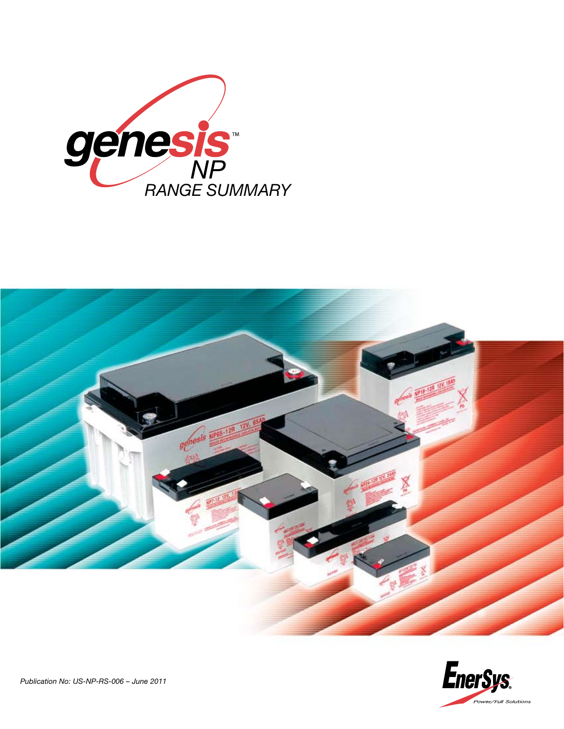# genesis™ NP

## RANGE SUMMARY

*Publication No: US-NP-RS-006 – June 2011*

EnerSys®

*Power/Full Solutions*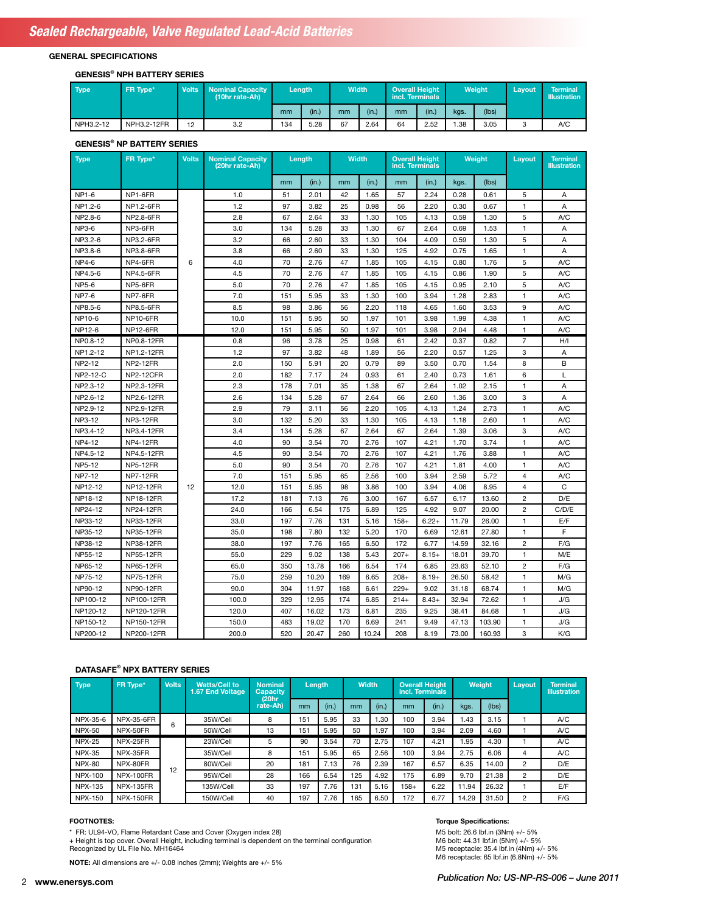# Sealed Rechargeable, Valve Regulated Lead-Acid Batteries

## GENERAL SPECIFICATIONS

### GENESIS® NPH BATTERY SERIES

| Type | FR Type* | Volts | Nominal Capacity (10hr rate-Ah) | Length | | Width | | Overall Height incl. Terminals | | Weight | | Layout | Terminal Illustration |
|---|---|---|---|---|---|---|---|---|---|---|---|---|---|
| | | | | mm | (in.) | mm | (in.) | mm | (in.) | kgs. | (lbs) | | |
| NPH3.2-12 | NPH3.2-12FR | 12 | 3.2 | 134 | 5.28 | 67 | 2.64 | 64 | 2.52 | 1.38 | 3.05 | 3 | A/C |

### GENESIS® NP BATTERY SERIES

| Type | FR Type* | Volts | Nominal Capacity (20hr rate-Ah) | Length | | Width | | Overall Height incl. Terminals | | Weight | | Layout | Terminal Illustration |
|---|---|---|---|---|---|---|---|---|---|---|---|---|---|
| | | | | mm | (in.) | mm | (in.) | mm | (in.) | kgs. | (lbs) | | |
| NP1-6 | NP1-6FR | 6 | 1.0 | 51 | 2.01 | 42 | 1.65 | 57 | 2.24 | 0.28 | 0.61 | 5 | A |
| NP1.2-6 | NP1.2-6FR | 6 | 1.2 | 97 | 3.82 | 25 | 0.98 | 56 | 2.20 | 0.30 | 0.67 | 1 | A |
| NP2.8-6 | NP2.8-6FR | 6 | 2.8 | 67 | 2.64 | 33 | 1.30 | 105 | 4.13 | 0.59 | 1.30 | 5 | A/C |
| NP3-6 | NP3-6FR | 6 | 3.0 | 134 | 5.28 | 33 | 1.30 | 67 | 2.64 | 0.69 | 1.53 | 1 | A |
| NP3.2-6 | NP3.2-6FR | 6 | 3.2 | 66 | 2.60 | 33 | 1.30 | 104 | 4.09 | 0.59 | 1.30 | 5 | A |
| NP3.8-6 | NP3.8-6FR | 6 | 3.8 | 66 | 2.60 | 33 | 1.30 | 125 | 4.92 | 0.75 | 1.65 | 1 | A |
| NP4-6 | NP4-6FR | 6 | 4.0 | 70 | 2.76 | 47 | 1.85 | 105 | 4.15 | 0.80 | 1.76 | 5 | A/C |
| NP4.5-6 | NP4.5-6FR | 6 | 4.5 | 70 | 2.76 | 47 | 1.85 | 105 | 4.15 | 0.86 | 1.90 | 5 | A/C |
| NP5-6 | NP5-6FR | 6 | 5.0 | 70 | 2.76 | 47 | 1.85 | 105 | 4.15 | 0.95 | 2.10 | 5 | A/C |
| NP7-6 | NP7-6FR | 6 | 7.0 | 151 | 5.95 | 33 | 1.30 | 100 | 3.94 | 1.28 | 2.83 | 1 | A/C |
| NP8.5-6 | NP8.5-6FR | 6 | 8.5 | 98 | 3.86 | 56 | 2.20 | 118 | 4.65 | 1.60 | 3.53 | 9 | A/C |
| NP10-6 | NP10-6FR | 6 | 10.0 | 151 | 5.95 | 50 | 1.97 | 101 | 3.98 | 1.99 | 4.38 | 1 | A/C |
| NP12-6 | NP12-6FR | 6 | 12.0 | 151 | 5.95 | 50 | 1.97 | 101 | 3.98 | 2.04 | 4.48 | 1 | A/C |
| NP0.8-12 | NP0.8-12FR | 12 | 0.8 | 96 | 3.78 | 25 | 0.98 | 61 | 2.42 | 0.37 | 0.82 | 7 | H/I |
| NP1.2-12 | NP1.2-12FR | 12 | 1.2 | 97 | 3.82 | 48 | 1.89 | 56 | 2.20 | 0.57 | 1.25 | 3 | A |
| NP2-12 | NP2-12FR | 12 | 2.0 | 150 | 5.91 | 20 | 0.79 | 89 | 3.50 | 0.70 | 1.54 | 8 | B |
| NP2-12-C | NP2-12CFR | 12 | 2.0 | 182 | 7.17 | 24 | 0.93 | 61 | 2.40 | 0.73 | 1.61 | 6 | L |
| NP2.3-12 | NP2.3-12FR | 12 | 2.3 | 178 | 7.01 | 35 | 1.38 | 67 | 2.64 | 1.02 | 2.15 | 1 | A |
| NP2.6-12 | NP2.6-12FR | 12 | 2.6 | 134 | 5.28 | 67 | 2.64 | 66 | 2.60 | 1.36 | 3.00 | 3 | A |
| NP2.9-12 | NP2.9-12FR | 12 | 2.9 | 79 | 3.11 | 56 | 2.20 | 105 | 4.13 | 1.24 | 2.73 | 1 | A/C |
| NP3-12 | NP3-12FR | 12 | 3.0 | 132 | 5.20 | 33 | 1.30 | 105 | 4.13 | 1.18 | 2.60 | 1 | A/C |
| NP3.4-12 | NP3.4-12FR | 12 | 3.4 | 134 | 5.28 | 67 | 2.64 | 67 | 2.64 | 1.39 | 3.06 | 3 | A/C |
| NP4-12 | NP4-12FR | 12 | 4.0 | 90 | 3.54 | 70 | 2.76 | 107 | 4.21 | 1.70 | 3.74 | 1 | A/C |
| NP4.5-12 | NP4.5-12FR | 12 | 4.5 | 90 | 3.54 | 70 | 2.76 | 107 | 4.21 | 1.76 | 3.88 | 1 | A/C |
| NP5-12 | NP5-12FR | 12 | 5.0 | 90 | 3.54 | 70 | 2.76 | 107 | 4.21 | 1.81 | 4.00 | 1 | A/C |
| NP7-12 | NP7-12FR | 12 | 7.0 | 151 | 5.95 | 65 | 2.56 | 100 | 3.94 | 2.59 | 5.72 | 4 | A/C |
| NP12-12 | NP12-12FR | 12 | 12.0 | 151 | 5.95 | 98 | 3.86 | 100 | 3.94 | 4.06 | 8.95 | 4 | C |
| NP18-12 | NP18-12FR | 12 | 17.2 | 181 | 7.13 | 76 | 3.00 | 167 | 6.57 | 6.17 | 13.60 | 2 | D/E |
| NP24-12 | NP24-12FR | 12 | 24.0 | 166 | 6.54 | 175 | 6.89 | 125 | 4.92 | 9.07 | 20.00 | 2 | C/D/E |
| NP33-12 | NP33-12FR | 12 | 33.0 | 197 | 7.76 | 131 | 5.16 | 158+ | 6.22+ | 11.79 | 26.00 | 1 | E/F |
| NP35-12 | NP35-12FR | 12 | 35.0 | 198 | 7.80 | 132 | 5.20 | 170 | 6.69 | 12.61 | 27.80 | 1 | F |
| NP38-12 | NP38-12FR | 12 | 38.0 | 197 | 7.76 | 165 | 6.50 | 172 | 6.77 | 14.59 | 32.16 | 2 | F/G |
| NP55-12 | NP55-12FR | 12 | 55.0 | 229 | 9.02 | 138 | 5.43 | 207+ | 8.15+ | 18.01 | 39.70 | 1 | M/E |
| NP65-12 | NP65-12FR | 12 | 65.0 | 350 | 13.78 | 166 | 6.54 | 174 | 6.85 | 23.63 | 52.10 | 2 | F/G |
| NP75-12 | NP75-12FR | 12 | 75.0 | 259 | 10.20 | 169 | 6.65 | 208+ | 8.19+ | 26.50 | 58.42 | 1 | M/G |
| NP90-12 | NP90-12FR | 12 | 90.0 | 304 | 11.97 | 168 | 6.61 | 229+ | 9.02 | 31.18 | 68.74 | 1 | M/G |
| NP100-12 | NP100-12FR | 12 | 100.0 | 329 | 12.95 | 174 | 6.85 | 214+ | 8.43+ | 32.94 | 72.62 | 1 | J/G |
| NP120-12 | NP120-12FR | 12 | 120.0 | 407 | 16.02 | 173 | 6.81 | 235 | 9.25 | 38.41 | 84.68 | 1 | J/G |
| NP150-12 | NP150-12FR | 12 | 150.0 | 483 | 19.02 | 170 | 6.69 | 241 | 9.49 | 47.13 | 103.90 | 1 | J/G |
| NP200-12 | NP200-12FR | 12 | 200.0 | 520 | 20.47 | 260 | 10.24 | 208 | 8.19 | 73.00 | 160.93 | 3 | K/G |

### DATASAFE® NPX BATTERY SERIES

| Type | FR Type* | Volts | Watts/Cell to 1.67 End Voltage | Nominal Capacity (20hr rate-Ah) | Length | | Width | | Overall Height incl. Terminals | | Weight | | Layout | Terminal Illustration |
|---|---|---|---|---|---|---|---|---|---|---|---|---|---|---|
| | | | | | mm | (in.) | mm | (in.) | mm | (in.) | kgs. | (lbs) | | |
| NPX-35-6 | NPX-35-6FR | 6 | 35W/Cell | 8 | 151 | 5.95 | 33 | 1.30 | 100 | 3.94 | 1.43 | 3.15 | 1 | A/C |
| NPX-50 | NPX-50FR | 6 | 50W/Cell | 13 | 151 | 5.95 | 50 | 1.97 | 100 | 3.94 | 2.09 | 4.60 | 1 | A/C |
| NPX-25 | NPX-25FR | 12 | 23W/Cell | 5 | 90 | 3.54 | 70 | 2.75 | 107 | 4.21 | 1.95 | 4.30 | 1 | A/C |
| NPX-35 | NPX-35FR | 12 | 35W/Cell | 8 | 151 | 5.95 | 65 | 2.56 | 100 | 3.94 | 2.75 | 6.06 | 4 | A/C |
| NPX-80 | NPX-80FR | 12 | 80W/Cell | 20 | 181 | 7.13 | 76 | 2.39 | 167 | 6.57 | 6.35 | 14.00 | 2 | D/E |
| NPX-100 | NPX-100FR | 12 | 95W/Cell | 28 | 166 | 6.54 | 125 | 4.92 | 175 | 6.89 | 9.70 | 21.38 | 2 | D/E |
| NPX-135 | NPX-135FR | 12 | 135W/Cell | 33 | 197 | 7.76 | 131 | 5.16 | 158+ | 6.22 | 11.94 | 26.32 | 1 | E/F |
| NPX-150 | NPX-150FR | 12 | 150W/Cell | 40 | 197 | 7.76 | 165 | 6.50 | 172 | 6.77 | 14.29 | 31.50 | 2 | F/G |

**FOOTNOTES:**

\* FR: UL94-VO, Flame Retardant Case and Cover (Oxygen index 28)
+ Height is top cover. Overall Height, including terminal is dependent on the terminal configuration
Recognized by UL File No. MH16464

**NOTE:** All dimensions are +/- 0.08 inches (2mm); Weights are +/- 5%

**Torque Specifications:**

M5 bolt: 26.6 lbf.in (3Nm) +/- 5%
M6 bolt: 44.31 lbf.in (5Nm) +/- 5%
M5 receptacle: 35.4 lbf.in (4Nm) +/- 5%
M6 receptacle: 65 lbf.in (6.8Nm) +/- 5%

www.enersys.com

*Publication No: US-NP-RS-006 – June 2011*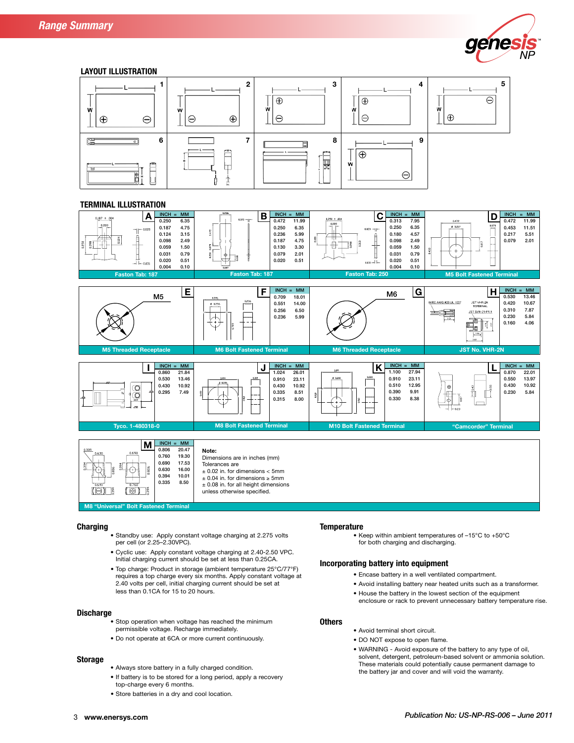## Range Summary

### LAYOUT ILLUSTRATION

### TERMINAL ILLUSTRATION

**A — Faston Tab: 187**

| INCH | = MM |
|---|---|
| 0.250 | 6.35 |
| 0.187 | 4.75 |
| 0.124 | 3.15 |
| 0.098 | 2.49 |
| 0.059 | 1.50 |
| 0.031 | 0.79 |
| 0.020 | 0.51 |
| 0.004 | 0.10 |

**B — Faston Tab: 187**

| INCH | = MM |
|---|---|
| 0.472 | 11.99 |
| 0.250 | 6.35 |
| 0.236 | 5.99 |
| 0.187 | 4.75 |
| 0.130 | 3.30 |
| 0.079 | 2.01 |
| 0.020 | 0.51 |

**C — Faston Tab: 250**

| INCH | = MM |
|---|---|
| 0.313 | 7.95 |
| 0.250 | 6.35 |
| 0.180 | 4.57 |
| 0.098 | 2.49 |
| 0.059 | 1.50 |
| 0.031 | 0.79 |
| 0.020 | 0.51 |
| 0.004 | 0.10 |

**D — M5 Bolt Fastened Terminal**

| INCH | = MM |
|---|---|
| 0.472 | 11.99 |
| 0.453 | 11.51 |
| 0.217 | 5.51 |
| 0.079 | 2.01 |

**E — M5 Threaded Receptacle**

**F — M6 Bolt Fastened Terminal**

| INCH | = MM |
|---|---|
| 0.709 | 18.01 |
| 0.551 | 14.00 |
| 0.256 | 6.50 |
| 0.236 | 5.99 |

**G — M6 Threaded Receptacle**

**H — JST No. VHR-2N**

| INCH | = MM |
|---|---|
| 0.530 | 13.46 |
| 0.420 | 10.67 |
| 0.310 | 7.87 |
| 0.230 | 5.84 |
| 0.160 | 4.06 |

**I — Tyco. 1-480318-0**

| INCH | = MM |
|---|---|
| 0.860 | 21.84 |
| 0.530 | 13.46 |
| 0.430 | 10.92 |
| 0.295 | 7.49 |

**J — M8 Bolt Fastened Terminal**

| INCH | = MM |
|---|---|
| 1.024 | 26.01 |
| 0.910 | 23.11 |
| 0.430 | 10.92 |
| 0.335 | 8.51 |
| 0.315 | 8.00 |

**K — M10 Bolt Fastened Terminal**

| INCH | = MM |
|---|---|
| 1.100 | 27.94 |
| 0.910 | 23.11 |
| 0.510 | 12.95 |
| 0.390 | 9.91 |
| 0.330 | 8.38 |

**L — "Camcorder" Terminal**

| INCH | = MM |
|---|---|
| 0.870 | 22.01 |
| 0.550 | 13.97 |
| 0.430 | 10.92 |
| 0.230 | 5.84 |

**M — M8 "Universal" Bolt Fastened Terminal**

| INCH | = MM |
|---|---|
| 0.806 | 20.47 |
| 0.760 | 19.30 |
| 0.690 | 17.53 |
| 0.630 | 16.00 |
| 0.394 | 10.01 |
| 0.335 | 8.50 |

**Note:**
Dimensions are in inches (mm)
Tolerances are
± 0.02 in. for dimensions < 5mm
± 0.04 in. for dimensions ≥ 5mm
± 0.08 in. for all height dimensions
unless otherwise specified.

## Charging

- Standby use: Apply constant voltage charging at 2.275 volts per cell (or 2.25–2.30VPC).
- Cyclic use: Apply constant voltage charging at 2.40-2.50 VPC. Initial charging current should be set at less than 0.25CA.
- Top charge: Product in storage (ambient temperature 25°C/77°F) requires a top charge every six months. Apply constant voltage at 2.40 volts per cell, initial charging current should be set at less than 0.1CA for 15 to 20 hours.

## Discharge

- Stop operation when voltage has reached the minimum permissible voltage. Recharge immediately.
- Do not operate at 6CA or more current continuously.

## Storage

- Always store battery in a fully charged condition.
- If battery is to be stored for a long period, apply a recovery top-charge every 6 months.
- Store batteries in a dry and cool location.

## Temperature

- Keep within ambient temperatures of –15°C to +50°C for both charging and discharging.

## Incorporating battery into equipment

- Encase battery in a well ventilated compartment.
- Avoid installing battery near heated units such as a transformer.
- House the battery in the lowest section of the equipment enclosure or rack to prevent unnecessary battery temperature rise.

## Others

- Avoid terminal short circuit.
- DO NOT expose to open flame.
- WARNING - Avoid exposure of the battery to any type of oil, solvent, detergent, petroleum-based solvent or ammonia solution. These materials could potentially cause permanent damage to the battery jar and cover and will void the warranty.

www.enersys.com

*Publication No: US-NP-RS-006 – June 2011*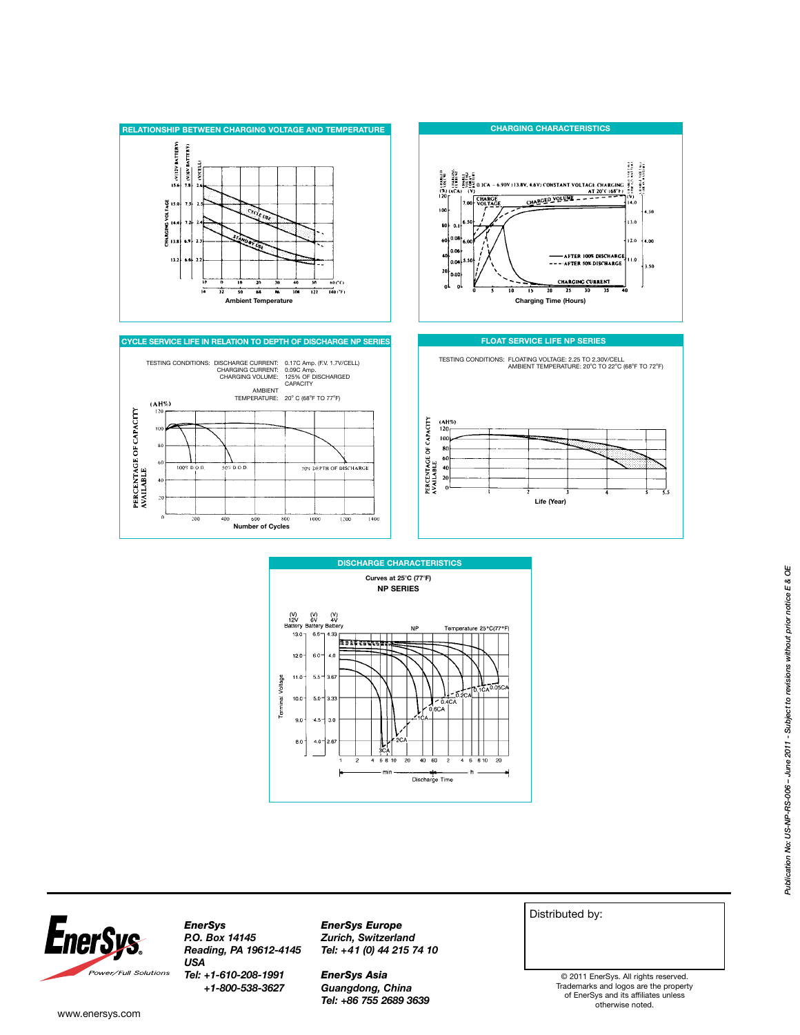## RELATIONSHIP BETWEEN CHARGING VOLTAGE AND TEMPERATURE

(V/12V BATTERY) (V/6V BATTERY) (V/CELL)

CHARGING VOLTAGE

15.6 7.8 2.6
15.0 7.5 2.5
14.4 7.2 2.4
13.8 6.9 2.3
13.2 6.6 2.2

CYCLE USE

STAND-BY USE

-10 0 10 20 30 40 50 60 (°C)
14 32 50 68 86 104 122 140 (°F)

Ambient Temperature

## CHARGING CHARACTERISTICS

0.1CA – 6.90V (13.8V, 4.6V) CONSTANT VOLTAGE CHARGING AT 20°C (68°F)

CHARGED VOLUME (%) CHARGING CURRENT (xCA) CHARGING VOLTAGE (V)

CHARGE VOLTAGE

CHARGED VOLUME

AFTER 100% DISCHARGE

AFTER 50% DISCHARGE

CHARGING CURRENT

0 5 10 15 20 25 30 35 40

Charging Time (Hours)

## CYCLE SERVICE LIFE IN RELATION TO DEPTH OF DISCHARGE NP SERIES

TESTING CONDITIONS: DISCHARGE CURRENT: 0.17C Amp. (F.V. 1.7V/CELL)
CHARGING CURRENT: 0.09C Amp.
CHARGING VOLUME: 125% OF DISCHARGED CAPACITY
AMBIENT TEMPERATURE: 20° C (68°F TO 77°F)

PERCENTAGE OF CAPACITY AVAILABLE (AH%)

100% D.O.D. 50% D.O.D. 30% DEPTH OF DISCHARGE

0 200 400 600 800 1000 1200 1400

Number of Cycles

## FLOAT SERVICE LIFE NP SERIES

TESTING CONDITIONS: FLOATING VOLTAGE: 2.25 TO 2.30V/CELL
AMBIENT TEMPERATURE: 20°C TO 22°C (68°F TO 72°F)

PERCENTAGE OF CAPACITY AVAILABLE (AH%)

0 1 2 3 4 5 5.5

Life (Year)

## DISCHARGE CHARACTERISTICS

Curves at 25°C (77°F)

**NP SERIES**

(V) 12V Battery (V) 6V Battery (V) 4V Battery

NP Temperature 25°C(77°F)

Terminal Voltage

3CA 2CA 1CA 0.6CA 0.4CA 0.2CA 0.1CA 0.05CA

1 2 4 6 8 10 20 40 60 2 4 6 8 10 20

min h

Discharge Time

---

EnerSys Power/Full Solutions

***EnerSys***
***P.O. Box 14145***
***Reading, PA 19612-4145***
***USA***
***Tel: +1-610-208-1991***
***+1-800-538-3627***

***EnerSys Europe***
***Zurich, Switzerland***
***Tel: +41 (0) 44 215 74 10***

***EnerSys Asia***
***Guangdong, China***
***Tel: +86 755 2689 3639***

Distributed by:

© 2011 EnerSys. All rights reserved. Trademarks and logos are the property of EnerSys and its affiliates unless otherwise noted.

www.enersys.com

*Publication No: US-NP-RS-006 – June 2011 - Subject to revisions without prior notice E & OE*